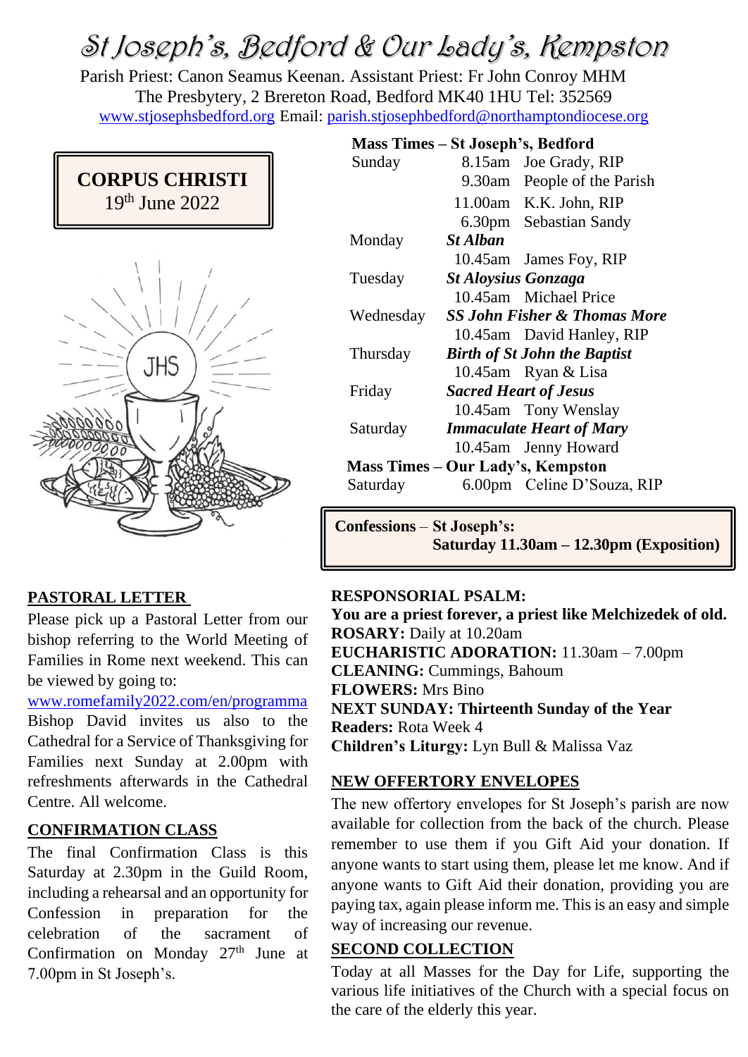# St Joseph's, Bedford & Our Lady's, Kempston

Parish Priest: Canon Seamus Keenan. Assistant Priest: Fr John Conroy MHM
The Presbytery, 2 Brereton Road, Bedford MK40 1HU Tel: 352569
www.stjosephsbedford.org Email: parish.stjosephbedford@northamptondiocese.org

**CORPUS CHRISTI**
19th June 2022

**Mass Times – St Joseph's, Bedford**

| | | |
|---|---|---|
| Sunday | 8.15am | Joe Grady, RIP |
| | 9.30am | People of the Parish |
| | 11.00am | K.K. John, RIP |
| | 6.30pm | Sebastian Sandy |
| Monday | ***St Alban*** | |
| | 10.45am | James Foy, RIP |
| Tuesday | ***St Aloysius Gonzaga*** | |
| | 10.45am | Michael Price |
| Wednesday | ***SS John Fisher & Thomas More*** | |
| | 10.45am | David Hanley, RIP |
| Thursday | ***Birth of St John the Baptist*** | |
| | 10.45am | Ryan & Lisa |
| Friday | ***Sacred Heart of Jesus*** | |
| | 10.45am | Tony Wenslay |
| Saturday | ***Immaculate Heart of Mary*** | |
| | 10.45am | Jenny Howard |

**Mass Times – Our Lady's, Kempston**

| | | |
|---|---|---|
| Saturday | 6.00pm | Celine D'Souza, RIP |

**Confessions** – **St Joseph's:**
**Saturday 11.30am – 12.30pm (Exposition)**

## PASTORAL LETTER

Please pick up a Pastoral Letter from our bishop referring to the World Meeting of Families in Rome next weekend. This can be viewed by going to: www.romefamily2022.com/en/programma Bishop David invites us also to the Cathedral for a Service of Thanksgiving for Families next Sunday at 2.00pm with refreshments afterwards in the Cathedral Centre. All welcome.

## CONFIRMATION CLASS

The final Confirmation Class is this Saturday at 2.30pm in the Guild Room, including a rehearsal and an opportunity for Confession in preparation for the celebration of the sacrament of Confirmation on Monday 27th June at 7.00pm in St Joseph's.

**RESPONSORIAL PSALM:**
**You are a priest forever, a priest like Melchizedek of old.**
**ROSARY:** Daily at 10.20am
**EUCHARISTIC ADORATION:** 11.30am – 7.00pm
**CLEANING:** Cummings, Bahoum
**FLOWERS:** Mrs Bino
**NEXT SUNDAY: Thirteenth Sunday of the Year**
**Readers:** Rota Week 4
**Children's Liturgy:** Lyn Bull & Malissa Vaz

## NEW OFFERTORY ENVELOPES

The new offertory envelopes for St Joseph's parish are now available for collection from the back of the church. Please remember to use them if you Gift Aid your donation. If anyone wants to start using them, please let me know. And if anyone wants to Gift Aid their donation, providing you are paying tax, again please inform me. This is an easy and simple way of increasing our revenue.

## SECOND COLLECTION

Today at all Masses for the Day for Life, supporting the various life initiatives of the Church with a special focus on the care of the elderly this year.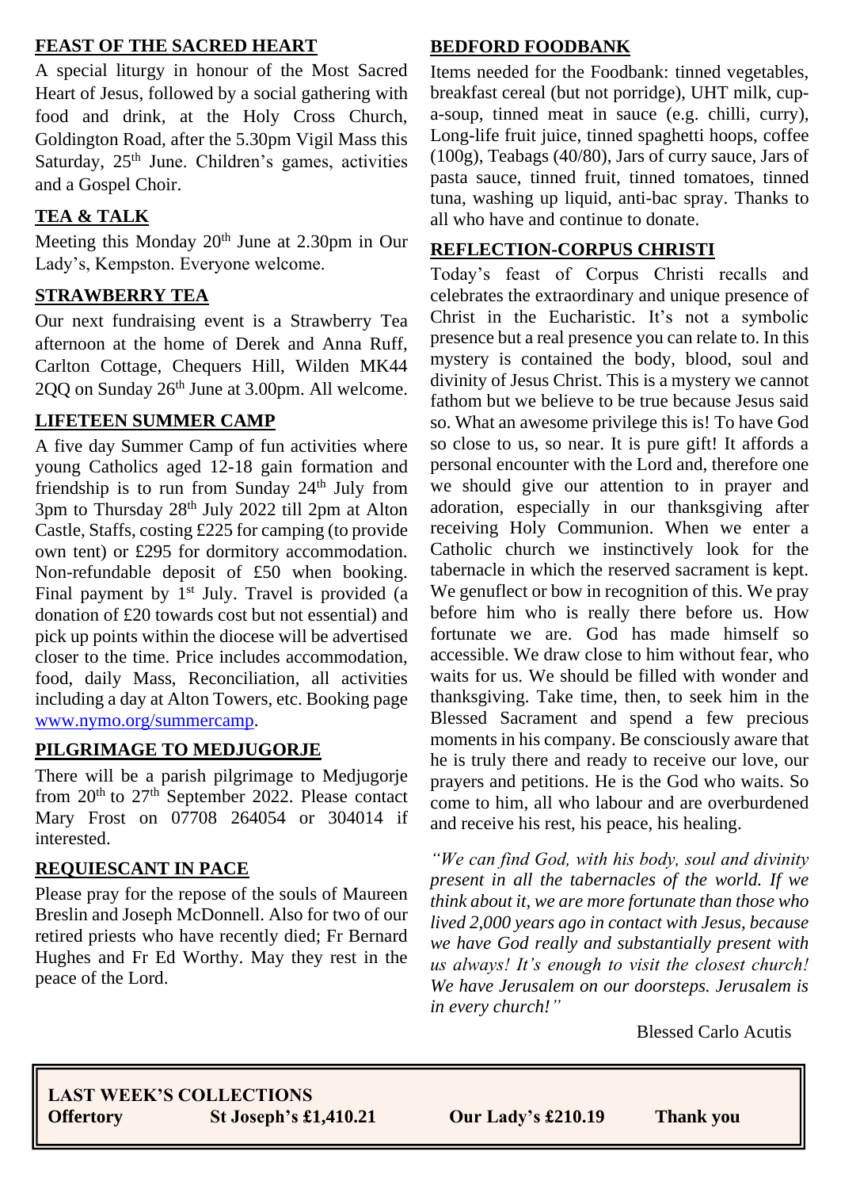## FEAST OF THE SACRED HEART

A special liturgy in honour of the Most Sacred Heart of Jesus, followed by a social gathering with food and drink, at the Holy Cross Church, Goldington Road, after the 5.30pm Vigil Mass this Saturday, 25th June. Children's games, activities and a Gospel Choir.

## TEA & TALK

Meeting this Monday 20th June at 2.30pm in Our Lady's, Kempston. Everyone welcome.

## STRAWBERRY TEA

Our next fundraising event is a Strawberry Tea afternoon at the home of Derek and Anna Ruff, Carlton Cottage, Chequers Hill, Wilden MK44 2QQ on Sunday 26th June at 3.00pm. All welcome.

## LIFETEEN SUMMER CAMP

A five day Summer Camp of fun activities where young Catholics aged 12-18 gain formation and friendship is to run from Sunday 24th July from 3pm to Thursday 28th July 2022 till 2pm at Alton Castle, Staffs, costing £225 for camping (to provide own tent) or £295 for dormitory accommodation. Non-refundable deposit of £50 when booking. Final payment by 1st July. Travel is provided (a donation of £20 towards cost but not essential) and pick up points within the diocese will be advertised closer to the time. Price includes accommodation, food, daily Mass, Reconciliation, all activities including a day at Alton Towers, etc. Booking page www.nymo.org/summercamp.

## PILGRIMAGE TO MEDJUGORJE

There will be a parish pilgrimage to Medjugorje from 20th to 27th September 2022. Please contact Mary Frost on 07708 264054 or 304014 if interested.

## REQUIESCANT IN PACE

Please pray for the repose of the souls of Maureen Breslin and Joseph McDonnell. Also for two of our retired priests who have recently died; Fr Bernard Hughes and Fr Ed Worthy. May they rest in the peace of the Lord.

## BEDFORD FOODBANK

Items needed for the Foodbank: tinned vegetables, breakfast cereal (but not porridge), UHT milk, cup-a-soup, tinned meat in sauce (e.g. chilli, curry), Long-life fruit juice, tinned spaghetti hoops, coffee (100g), Teabags (40/80), Jars of curry sauce, Jars of pasta sauce, tinned fruit, tinned tomatoes, tinned tuna, washing up liquid, anti-bac spray. Thanks to all who have and continue to donate.

## REFLECTION-CORPUS CHRISTI

Today's feast of Corpus Christi recalls and celebrates the extraordinary and unique presence of Christ in the Eucharistic. It's not a symbolic presence but a real presence you can relate to. In this mystery is contained the body, blood, soul and divinity of Jesus Christ. This is a mystery we cannot fathom but we believe to be true because Jesus said so. What an awesome privilege this is! To have God so close to us, so near. It is pure gift! It affords a personal encounter with the Lord and, therefore one we should give our attention to in prayer and adoration, especially in our thanksgiving after receiving Holy Communion. When we enter a Catholic church we instinctively look for the tabernacle in which the reserved sacrament is kept. We genuflect or bow in recognition of this. We pray before him who is really there before us. How fortunate we are. God has made himself so accessible. We draw close to him without fear, who waits for us. We should be filled with wonder and thanksgiving. Take time, then, to seek him in the Blessed Sacrament and spend a few precious moments in his company. Be consciously aware that he is truly there and ready to receive our love, our prayers and petitions. He is the God who waits. So come to him, all who labour and are overburdened and receive his rest, his peace, his healing.

*"We can find God, with his body, soul and divinity present in all the tabernacles of the world. If we think about it, we are more fortunate than those who lived 2,000 years ago in contact with Jesus, because we have God really and substantially present with us always! It's enough to visit the closest church! We have Jerusalem on our doorsteps. Jerusalem is in every church!"*

Blessed Carlo Acutis

**LAST WEEK'S COLLECTIONS**

**Offertory** **St Joseph's £1,410.21** **Our Lady's £210.19** **Thank you**